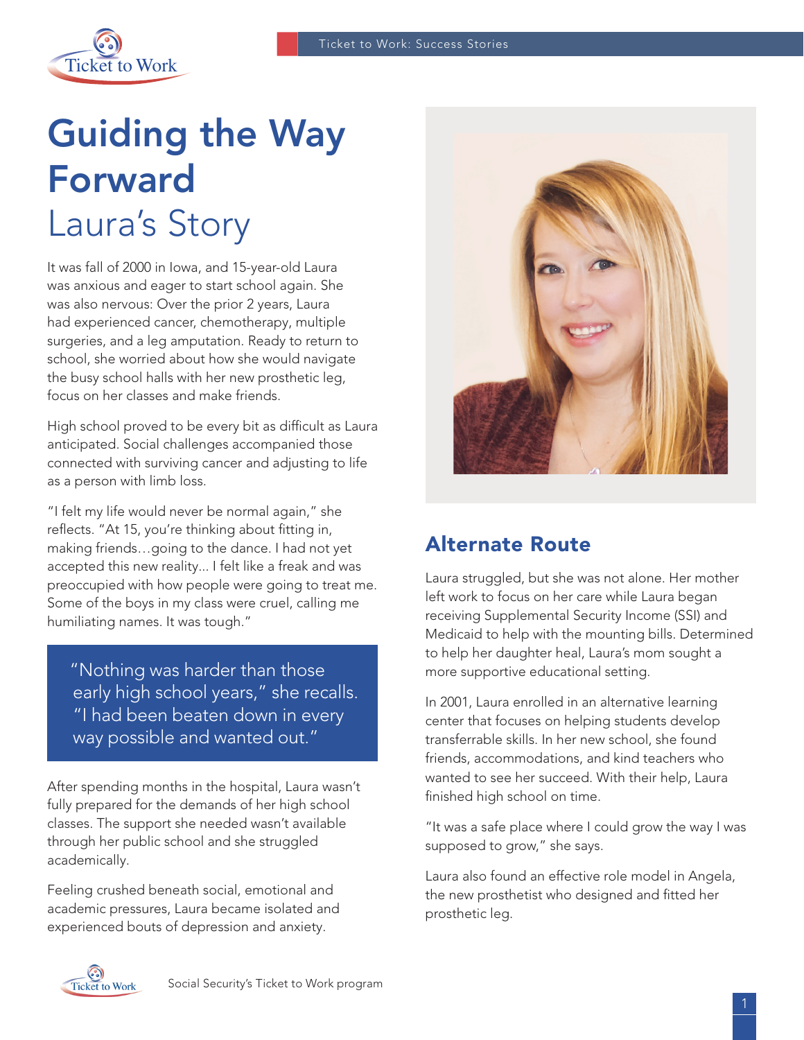# Guiding the Way Forward

## Laura's Story

It was fall of 2000 in Iowa, and 15-year-old Laura was anxious and eager to start school again. She was also nervous: Over the prior 2 years, Laura had experienced cancer, chemotherapy, multiple surgeries, and a leg amputation. Ready to return to school, she worried about how she would navigate the busy school halls with her new prosthetic leg, focus on her classes and make friends.

High school proved to be every bit as difficult as Laura anticipated. Social challenges accompanied those connected with surviving cancer and adjusting to life as a person with limb loss.

"I felt my life would never be normal again," she reflects. "At 15, you're thinking about fitting in, making friends…going to the dance. I had not yet accepted this new reality... I felt like a freak and was preoccupied with how people were going to treat me. Some of the boys in my class were cruel, calling me humiliating names. It was tough."

> "Nothing was harder than those early high school years," she recalls. "I had been beaten down in every way possible and wanted out."

After spending months in the hospital, Laura wasn't fully prepared for the demands of her high school classes. The support she needed wasn't available through her public school and she struggled academically.

Feeling crushed beneath social, emotional and academic pressures, Laura became isolated and experienced bouts of depression and anxiety.

## Alternate Route

Laura struggled, but she was not alone. Her mother left work to focus on her care while Laura began receiving Supplemental Security Income (SSI) and Medicaid to help with the mounting bills. Determined to help her daughter heal, Laura's mom sought a more supportive educational setting.

In 2001, Laura enrolled in an alternative learning center that focuses on helping students develop transferrable skills. In her new school, she found friends, accommodations, and kind teachers who wanted to see her succeed. With their help, Laura finished high school on time.

"It was a safe place where I could grow the way I was supposed to grow," she says.

Laura also found an effective role model in Angela, the new prosthetist who designed and fitted her prosthetic leg.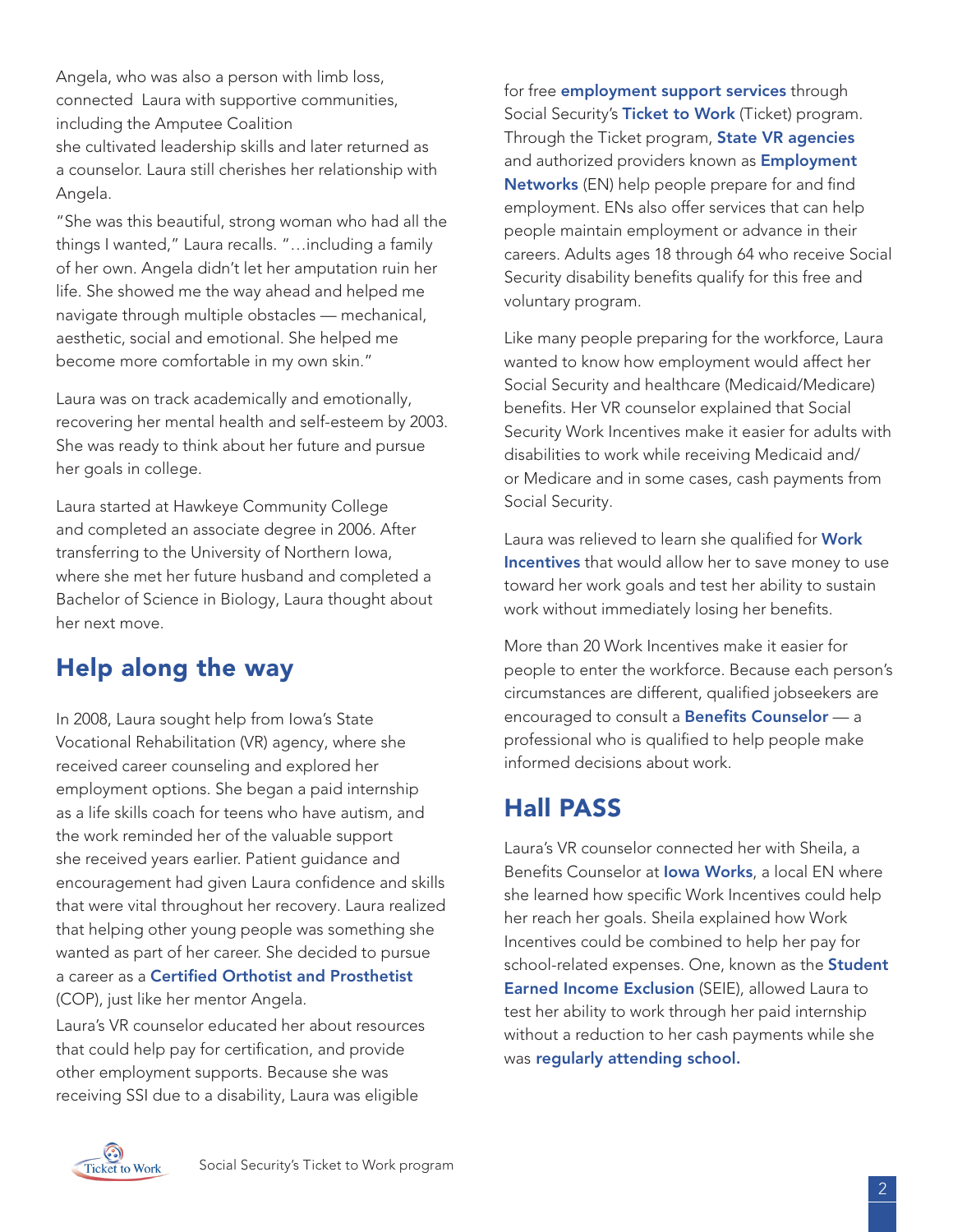Angela, who was also a person with limb loss, connected Laura with supportive communities, including the Amputee Coalition
she cultivated leadership skills and later returned as a counselor. Laura still cherishes her relationship with Angela.

"She was this beautiful, strong woman who had all the things I wanted," Laura recalls. "…including a family of her own. Angela didn't let her amputation ruin her life. She showed me the way ahead and helped me navigate through multiple obstacles — mechanical, aesthetic, social and emotional. She helped me become more comfortable in my own skin."

Laura was on track academically and emotionally, recovering her mental health and self-esteem by 2003. She was ready to think about her future and pursue her goals in college.

Laura started at Hawkeye Community College and completed an associate degree in 2006. After transferring to the University of Northern Iowa, where she met her future husband and completed a Bachelor of Science in Biology, Laura thought about her next move.

## Help along the way

In 2008, Laura sought help from Iowa's State Vocational Rehabilitation (VR) agency, where she received career counseling and explored her employment options. She began a paid internship as a life skills coach for teens who have autism, and the work reminded her of the valuable support she received years earlier. Patient guidance and encouragement had given Laura confidence and skills that were vital throughout her recovery. Laura realized that helping other young people was something she wanted as part of her career. She decided to pursue a career as a **Certified Orthotist and Prosthetist** (COP), just like her mentor Angela.

Laura's VR counselor educated her about resources that could help pay for certification, and provide other employment supports. Because she was receiving SSI due to a disability, Laura was eligible for free **employment support services** through Social Security's **Ticket to Work** (Ticket) program. Through the Ticket program, **State VR agencies** and authorized providers known as **Employment Networks** (EN) help people prepare for and find employment. ENs also offer services that can help people maintain employment or advance in their careers. Adults ages 18 through 64 who receive Social Security disability benefits qualify for this free and voluntary program.

Like many people preparing for the workforce, Laura wanted to know how employment would affect her Social Security and healthcare (Medicaid/Medicare) benefits. Her VR counselor explained that Social Security Work Incentives make it easier for adults with disabilities to work while receiving Medicaid and/or Medicare and in some cases, cash payments from Social Security.

Laura was relieved to learn she qualified for **Work Incentives** that would allow her to save money to use toward her work goals and test her ability to sustain work without immediately losing her benefits.

More than 20 Work Incentives make it easier for people to enter the workforce. Because each person's circumstances are different, qualified jobseekers are encouraged to consult a **Benefits Counselor** — a professional who is qualified to help people make informed decisions about work.

## Hall PASS

Laura's VR counselor connected her with Sheila, a Benefits Counselor at **Iowa Works**, a local EN where she learned how specific Work Incentives could help her reach her goals. Sheila explained how Work Incentives could be combined to help her pay for school-related expenses. One, known as the **Student Earned Income Exclusion** (SEIE), allowed Laura to test her ability to work through her paid internship without a reduction to her cash payments while she was **regularly attending school.**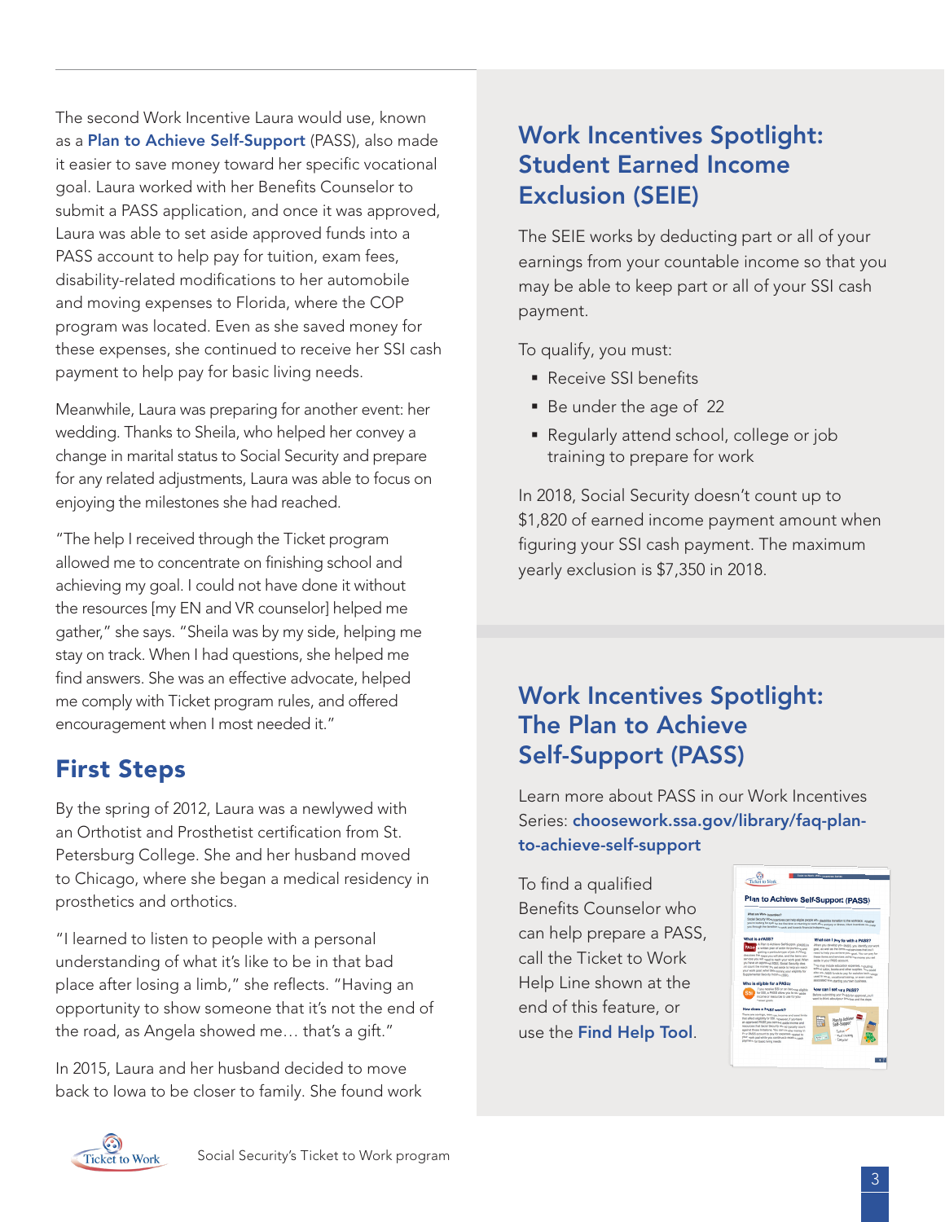The second Work Incentive Laura would use, known as a **Plan to Achieve Self-Support** (PASS), also made it easier to save money toward her specific vocational goal. Laura worked with her Benefits Counselor to submit a PASS application, and once it was approved, Laura was able to set aside approved funds into a PASS account to help pay for tuition, exam fees, disability-related modifications to her automobile and moving expenses to Florida, where the COP program was located. Even as she saved money for these expenses, she continued to receive her SSI cash payment to help pay for basic living needs.

Meanwhile, Laura was preparing for another event: her wedding. Thanks to Sheila, who helped her convey a change in marital status to Social Security and prepare for any related adjustments, Laura was able to focus on enjoying the milestones she had reached.

"The help I received through the Ticket program allowed me to concentrate on finishing school and achieving my goal. I could not have done it without the resources [my EN and VR counselor] helped me gather," she says. "Sheila was by my side, helping me stay on track. When I had questions, she helped me find answers. She was an effective advocate, helped me comply with Ticket program rules, and offered encouragement when I most needed it."

## First Steps

By the spring of 2012, Laura was a newlywed with an Orthotist and Prosthetist certification from St. Petersburg College. She and her husband moved to Chicago, where she began a medical residency in prosthetics and orthotics.

"I learned to listen to people with a personal understanding of what it's like to be in that bad place after losing a limb," she reflects. "Having an opportunity to show someone that it's not the end of the road, as Angela showed me… that's a gift."

In 2015, Laura and her husband decided to move back to Iowa to be closer to family. She found work

## Work Incentives Spotlight: Student Earned Income Exclusion (SEIE)

The SEIE works by deducting part or all of your earnings from your countable income so that you may be able to keep part or all of your SSI cash payment.

To qualify, you must:

- Receive SSI benefits
- Be under the age of 22
- Regularly attend school, college or job training to prepare for work

In 2018, Social Security doesn't count up to $1,820 of earned income payment amount when figuring your SSI cash payment. The maximum yearly exclusion is $7,350 in 2018.

## Work Incentives Spotlight: The Plan to Achieve Self-Support (PASS)

Learn more about PASS in our Work Incentives Series: **choosework.ssa.gov/library/faq-plan-to-achieve-self-support**

To find a qualified Benefits Counselor who can help prepare a PASS, call the Ticket to Work Help Line shown at the end of this feature, or use the **Find Help Tool**.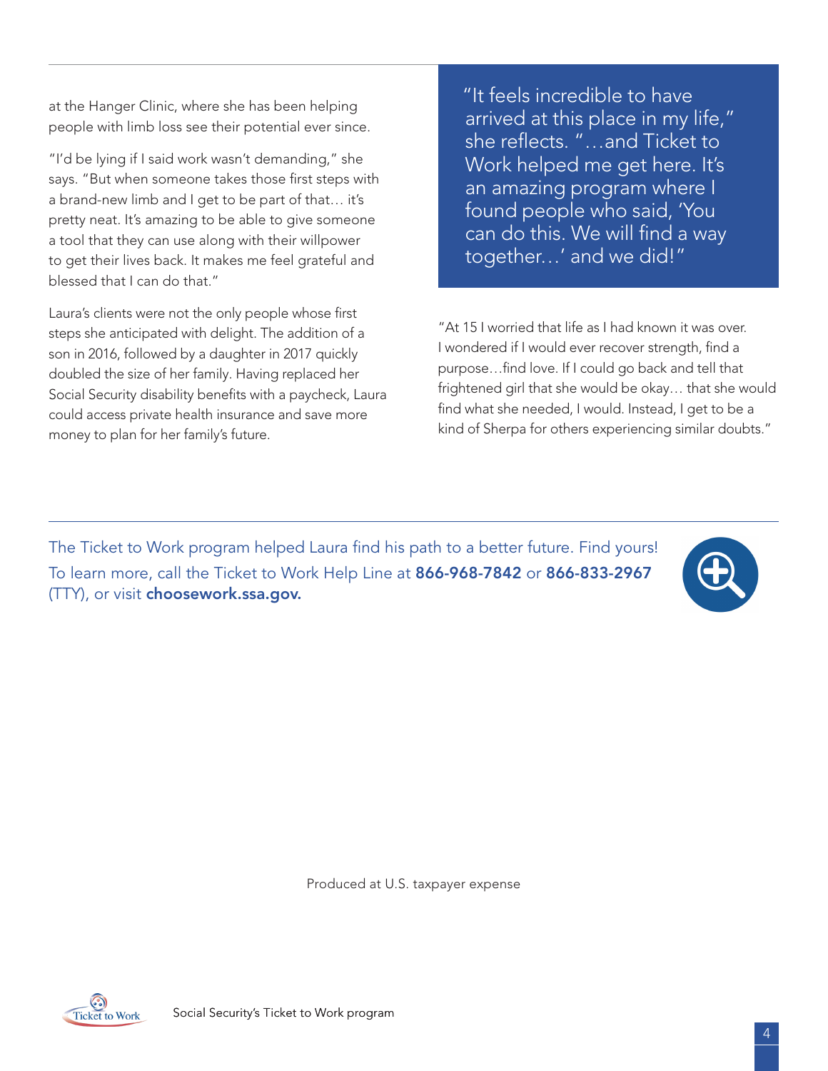at the Hanger Clinic, where she has been helping people with limb loss see their potential ever since.

"I'd be lying if I said work wasn't demanding," she says. "But when someone takes those first steps with a brand-new limb and I get to be part of that… it's pretty neat. It's amazing to be able to give someone a tool that they can use along with their willpower to get their lives back. It makes me feel grateful and blessed that I can do that."

Laura's clients were not the only people whose first steps she anticipated with delight. The addition of a son in 2016, followed by a daughter in 2017 quickly doubled the size of her family. Having replaced her Social Security disability benefits with a paycheck, Laura could access private health insurance and save more money to plan for her family's future.

> "It feels incredible to have arrived at this place in my life," she reflects. "…and Ticket to Work helped me get here. It's an amazing program where I found people who said, 'You can do this. We will find a way together…' and we did!"

"At 15 I worried that life as I had known it was over. I wondered if I would ever recover strength, find a purpose…find love. If I could go back and tell that frightened girl that she would be okay… that she would find what she needed, I would. Instead, I get to be a kind of Sherpa for others experiencing similar doubts."

---

The Ticket to Work program helped Laura find his path to a better future. Find yours! To learn more, call the Ticket to Work Help Line at **866-968-7842** or **866-833-2967** (TTY), or visit **choosework.ssa.gov.**

Produced at U.S. taxpayer expense